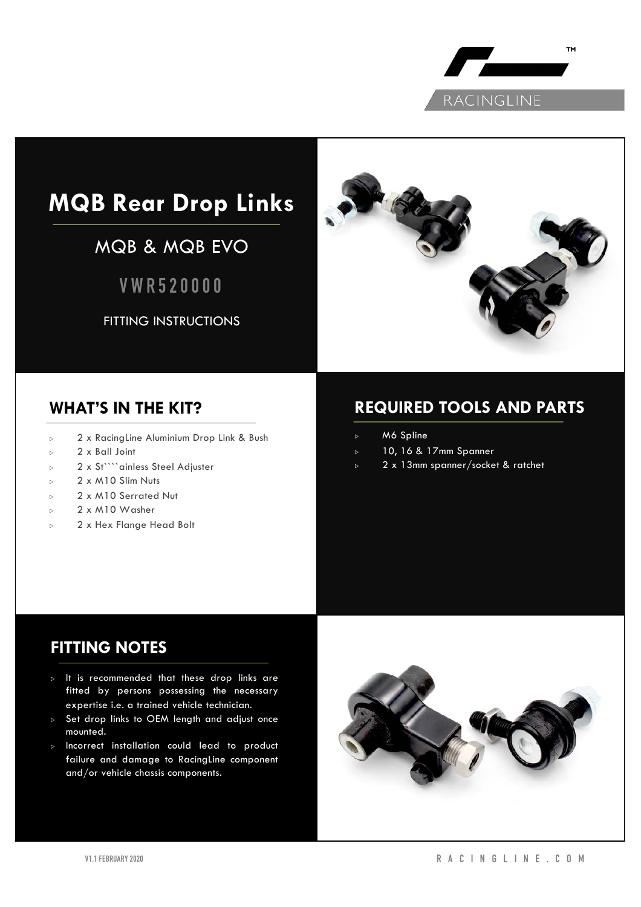RACINGLINE

# MQB Rear Drop Links

## MQB & MQB EVO

## VWR520000

FITTING INSTRUCTIONS

## WHAT'S IN THE KIT?

- 2 x RacingLine Aluminium Drop Link & Bush
- 2 x Ball Joint
- 2 x St````ainless Steel Adjuster
- 2 x M10 Slim Nuts
- 2 x M10 Serrated Nut
- 2 x M10 Washer
- 2 x Hex Flange Head Bolt

## REQUIRED TOOLS AND PARTS

- M6 Spline
- 10, 16 & 17mm Spanner
- 2 x 13mm spanner/socket & ratchet

## FITTING NOTES

- It is recommended that these drop links are fitted by persons possessing the necessary expertise i.e. a trained vehicle technician.
- Set drop links to OEM length and adjust once mounted.
- Incorrect installation could lead to product failure and damage to RacingLine component and/or vehicle chassis components.

V1.1 FEBRUARY 2020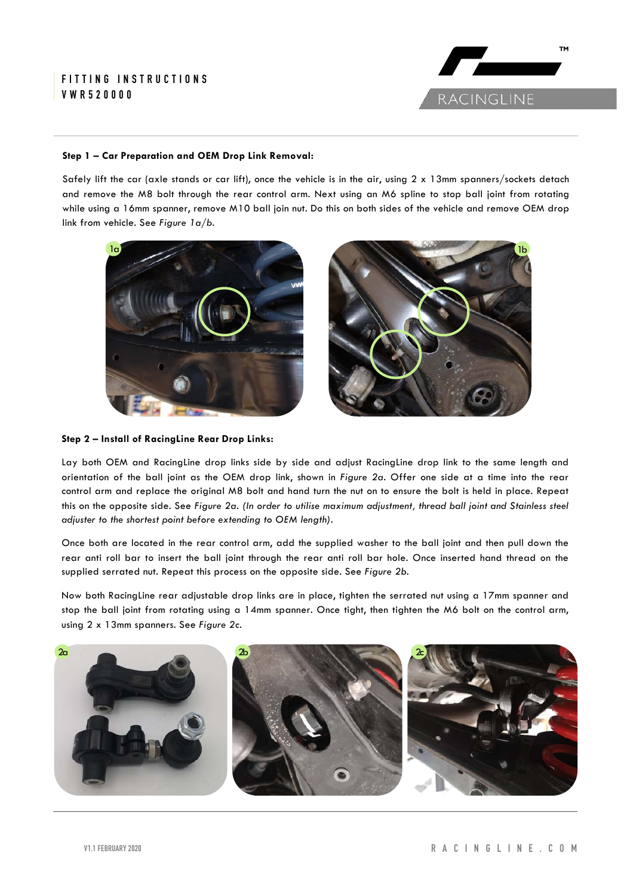**Step 1 – Car Preparation and OEM Drop Link Removal:**

Safely lift the car (axle stands or car lift), once the vehicle is in the air, using 2 x 13mm spanners/sockets detach and remove the M8 bolt through the rear control arm. Next using an M6 spline to stop ball joint from rotating while using a 16mm spanner, remove M10 ball join nut. Do this on both sides of the vehicle and remove OEM drop link from vehicle. See *Figure 1a/b.*

**Step 2 – Install of RacingLine Rear Drop Links:**

Lay both OEM and RacingLine drop links side by side and adjust RacingLine drop link to the same length and orientation of the ball joint as the OEM drop link, shown in *Figure 2a*. Offer one side at a time into the rear control arm and replace the original M8 bolt and hand turn the nut on to ensure the bolt is held in place. Repeat this on the opposite side. See *Figure 2a. (In order to utilise maximum adjustment, thread ball joint and Stainless steel adjuster to the shortest point before extending to OEM length).*

Once both are located in the rear control arm, add the supplied washer to the ball joint and then pull down the rear anti roll bar to insert the ball joint through the rear anti roll bar hole. Once inserted hand thread on the supplied serrated nut. Repeat this process on the opposite side. See *Figure 2b.*

Now both RacingLine rear adjustable drop links are in place, tighten the serrated nut using a 17mm spanner and stop the ball joint from rotating using a 14mm spanner. Once tight, then tighten the M6 bolt on the control arm, using 2 x 13mm spanners. See *Figure 2c.*

V1.1 FEBRUARY 2020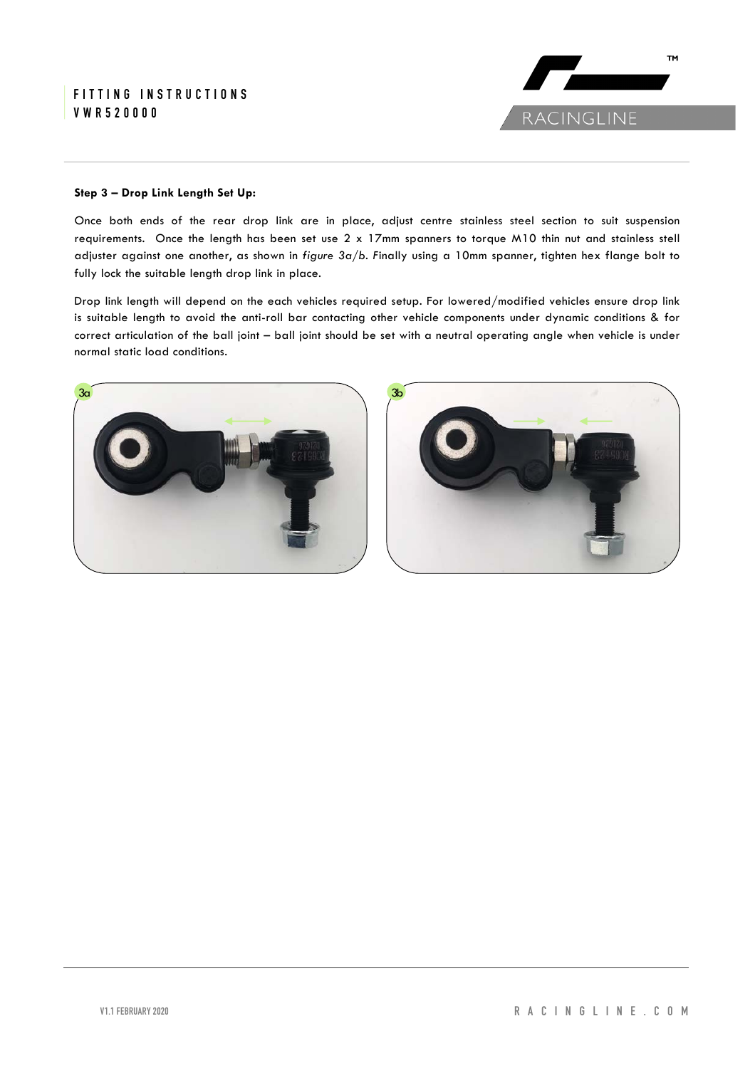**Step 3 – Drop Link Length Set Up:**

Once both ends of the rear drop link are in place, adjust centre stainless steel section to suit suspension requirements. Once the length has been set use 2 x 17mm spanners to torque M10 thin nut and stainless stell adjuster against one another, as shown in *figure 3a/b*. Finally using a 10mm spanner, tighten hex flange bolt to fully lock the suitable length drop link in place.

Drop link length will depend on the each vehicles required setup. For lowered/modified vehicles ensure drop link is suitable length to avoid the anti-roll bar contacting other vehicle components under dynamic conditions & for correct articulation of the ball joint – ball joint should be set with a neutral operating angle when vehicle is under normal static load conditions.

3a

3b